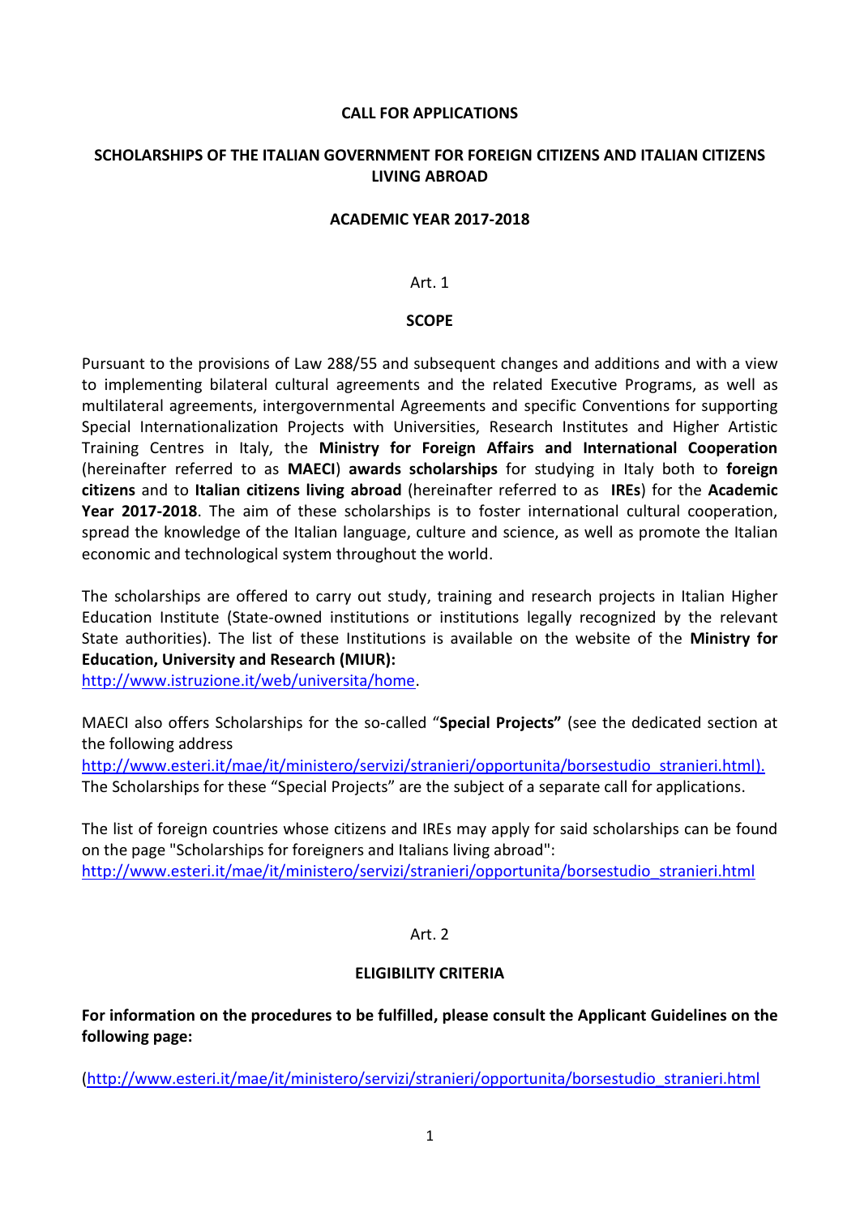**CALL FOR APPLICATIONS**

**SCHOLARSHIPS OF THE ITALIAN GOVERNMENT FOR FOREIGN CITIZENS AND ITALIAN CITIZENS LIVING ABROAD**

**ACADEMIC YEAR 2017-2018**

Art. 1

**SCOPE**

Pursuant to the provisions of Law 288/55 and subsequent changes and additions and with a view to implementing bilateral cultural agreements and the related Executive Programs, as well as multilateral agreements, intergovernmental Agreements and specific Conventions for supporting Special Internationalization Projects with Universities, Research Institutes and Higher Artistic Training Centres in Italy, the **Ministry for Foreign Affairs and International Cooperation** (hereinafter referred to as **MAECI**) **awards scholarships** for studying in Italy both to **foreign citizens** and to **Italian citizens living abroad** (hereinafter referred to as **IREs**) for the **Academic Year 2017-2018**. The aim of these scholarships is to foster international cultural cooperation, spread the knowledge of the Italian language, culture and science, as well as promote the Italian economic and technological system throughout the world.

The scholarships are offered to carry out study, training and research projects in Italian Higher Education Institute (State-owned institutions or institutions legally recognized by the relevant State authorities). The list of these Institutions is available on the website of the **Ministry for Education, University and Research (MIUR):**
http://www.istruzione.it/web/universita/home.

MAECI also offers Scholarships for the so-called "**Special Projects"** (see the dedicated section at the following address
http://www.esteri.it/mae/it/ministero/servizi/stranieri/opportunita/borsestudio_stranieri.html).
The Scholarships for these "Special Projects" are the subject of a separate call for applications.

The list of foreign countries whose citizens and IREs may apply for said scholarships can be found on the page "Scholarships for foreigners and Italians living abroad":
http://www.esteri.it/mae/it/ministero/servizi/stranieri/opportunita/borsestudio_stranieri.html

Art. 2

**ELIGIBILITY CRITERIA**

**For information on the procedures to be fulfilled, please consult the Applicant Guidelines on the following page:**

(http://www.esteri.it/mae/it/ministero/servizi/stranieri/opportunita/borsestudio_stranieri.html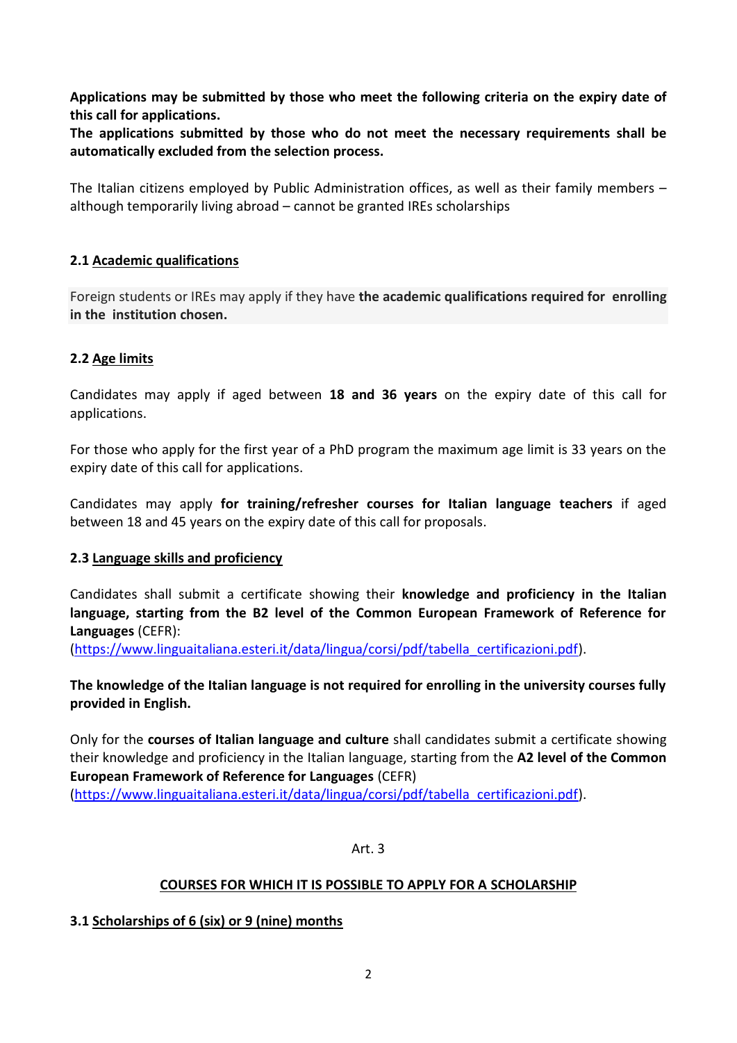**Applications may be submitted by those who meet the following criteria on the expiry date of this call for applications.**
**The applications submitted by those who do not meet the necessary requirements shall be automatically excluded from the selection process.**

The Italian citizens employed by Public Administration offices, as well as their family members – although temporarily living abroad – cannot be granted IREs scholarships

### 2.1 Academic qualifications

Foreign students or IREs may apply if they have **the academic qualifications required for enrolling in the institution chosen.**

### 2.2 Age limits

Candidates may apply if aged between **18 and 36 years** on the expiry date of this call for applications.

For those who apply for the first year of a PhD program the maximum age limit is 33 years on the expiry date of this call for applications.

Candidates may apply **for training/refresher courses for Italian language teachers** if aged between 18 and 45 years on the expiry date of this call for proposals.

### 2.3 Language skills and proficiency

Candidates shall submit a certificate showing their **knowledge and proficiency in the Italian language, starting from the B2 level of the Common European Framework of Reference for Languages** (CEFR):
(https://www.linguaitaliana.esteri.it/data/lingua/corsi/pdf/tabella_certificazioni.pdf).

**The knowledge of the Italian language is not required for enrolling in the university courses fully provided in English.**

Only for the **courses of Italian language and culture** shall candidates submit a certificate showing their knowledge and proficiency in the Italian language, starting from the **A2 level of the Common European Framework of Reference for Languages** (CEFR)
(https://www.linguaitaliana.esteri.it/data/lingua/corsi/pdf/tabella_certificazioni.pdf).

Art. 3

## COURSES FOR WHICH IT IS POSSIBLE TO APPLY FOR A SCHOLARSHIP

### 3.1 Scholarships of 6 (six) or 9 (nine) months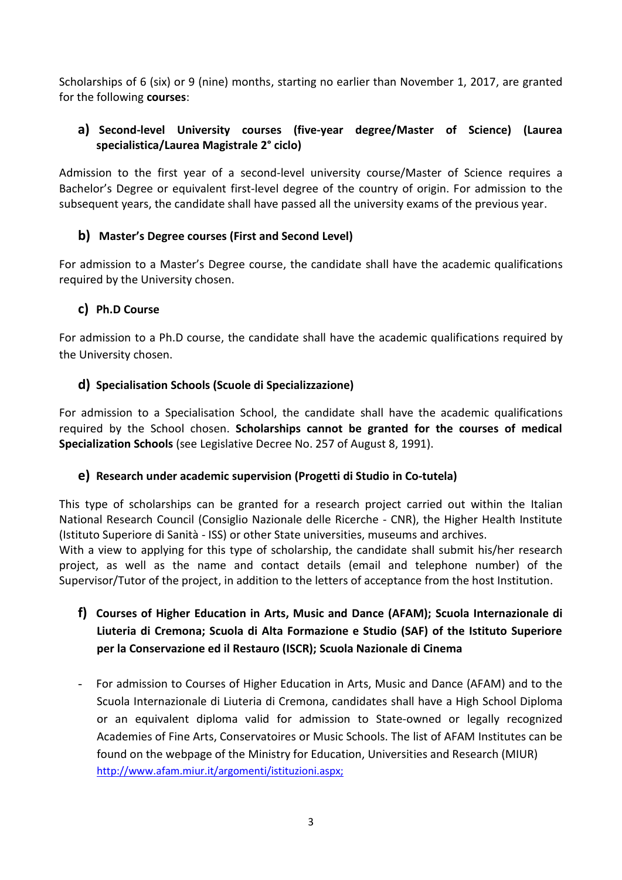Scholarships of 6 (six) or 9 (nine) months, starting no earlier than November 1, 2017, are granted for the following **courses**:

### a) Second-level University courses (five-year degree/Master of Science) (Laurea specialistica/Laurea Magistrale 2° ciclo)

Admission to the first year of a second-level university course/Master of Science requires a Bachelor's Degree or equivalent first-level degree of the country of origin. For admission to the subsequent years, the candidate shall have passed all the university exams of the previous year.

### b) Master's Degree courses (First and Second Level)

For admission to a Master's Degree course, the candidate shall have the academic qualifications required by the University chosen.

### c) Ph.D Course

For admission to a Ph.D course, the candidate shall have the academic qualifications required by the University chosen.

### d) Specialisation Schools (Scuole di Specializzazione)

For admission to a Specialisation School, the candidate shall have the academic qualifications required by the School chosen. **Scholarships cannot be granted for the courses of medical Specialization Schools** (see Legislative Decree No. 257 of August 8, 1991).

### e) Research under academic supervision (Progetti di Studio in Co-tutela)

This type of scholarships can be granted for a research project carried out within the Italian National Research Council (Consiglio Nazionale delle Ricerche - CNR), the Higher Health Institute (Istituto Superiore di Sanità - ISS) or other State universities, museums and archives.
With a view to applying for this type of scholarship, the candidate shall submit his/her research project, as well as the name and contact details (email and telephone number) of the Supervisor/Tutor of the project, in addition to the letters of acceptance from the host Institution.

### f) Courses of Higher Education in Arts, Music and Dance (AFAM); Scuola Internazionale di Liuteria di Cremona; Scuola di Alta Formazione e Studio (SAF) of the Istituto Superiore per la Conservazione ed il Restauro (ISCR); Scuola Nazionale di Cinema

- For admission to Courses of Higher Education in Arts, Music and Dance (AFAM) and to the Scuola Internazionale di Liuteria di Cremona, candidates shall have a High School Diploma or an equivalent diploma valid for admission to State-owned or legally recognized Academies of Fine Arts, Conservatoires or Music Schools. The list of AFAM Institutes can be found on the webpage of the Ministry for Education, Universities and Research (MIUR) http://www.afam.miur.it/argomenti/istituzioni.aspx;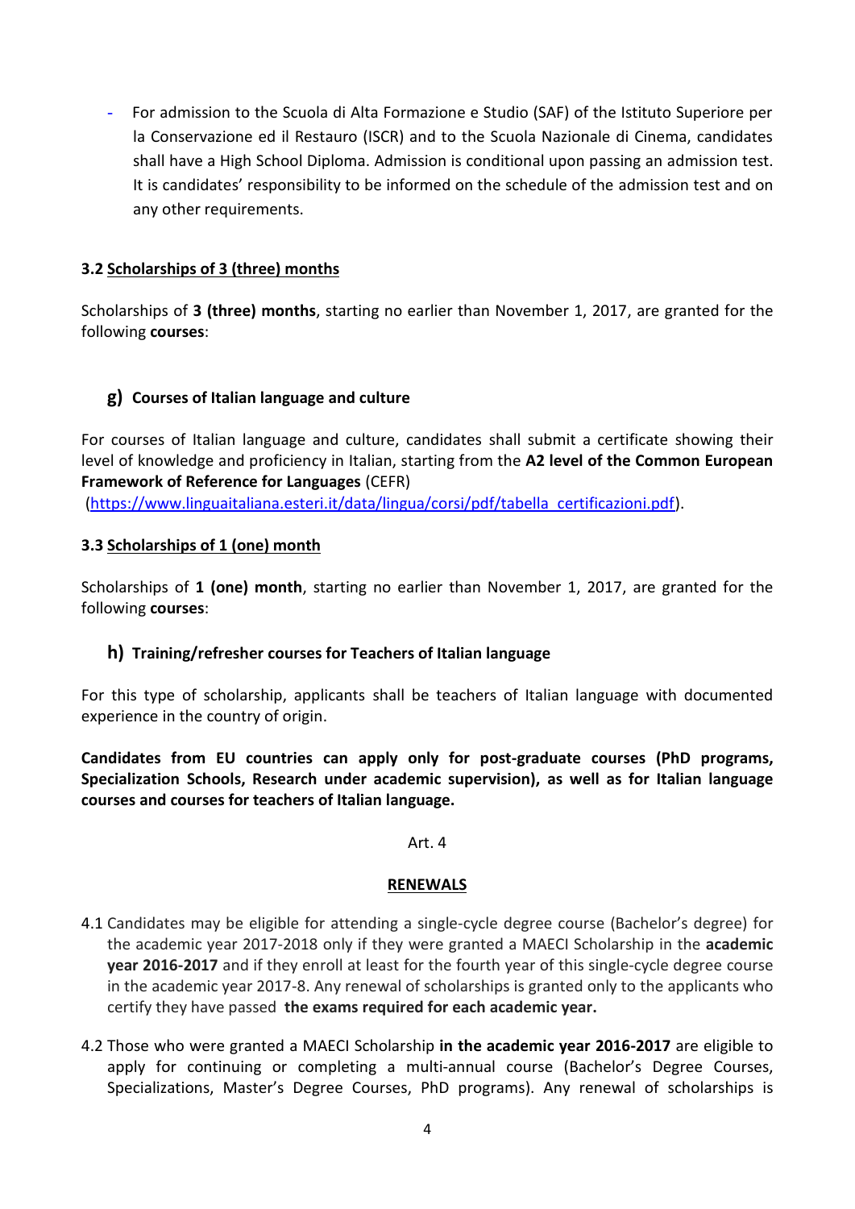- For admission to the Scuola di Alta Formazione e Studio (SAF) of the Istituto Superiore per la Conservazione ed il Restauro (ISCR) and to the Scuola Nazionale di Cinema, candidates shall have a High School Diploma. Admission is conditional upon passing an admission test. It is candidates' responsibility to be informed on the schedule of the admission test and on any other requirements.

### 3.2 Scholarships of 3 (three) months

Scholarships of **3 (three) months**, starting no earlier than November 1, 2017, are granted for the following **courses**:

#### g) Courses of Italian language and culture

For courses of Italian language and culture, candidates shall submit a certificate showing their level of knowledge and proficiency in Italian, starting from the **A2 level of the Common European Framework of Reference for Languages** (CEFR) (https://www.linguaitaliana.esteri.it/data/lingua/corsi/pdf/tabella_certificazioni.pdf).

### 3.3 Scholarships of 1 (one) month

Scholarships of **1 (one) month**, starting no earlier than November 1, 2017, are granted for the following **courses**:

#### h) Training/refresher courses for Teachers of Italian language

For this type of scholarship, applicants shall be teachers of Italian language with documented experience in the country of origin.

**Candidates from EU countries can apply only for post-graduate courses (PhD programs, Specialization Schools, Research under academic supervision), as well as for Italian language courses and courses for teachers of Italian language.**

Art. 4

## RENEWALS

4.1 Candidates may be eligible for attending a single-cycle degree course (Bachelor's degree) for the academic year 2017-2018 only if they were granted a MAECI Scholarship in the **academic year 2016-2017** and if they enroll at least for the fourth year of this single-cycle degree course in the academic year 2017-8. Any renewal of scholarships is granted only to the applicants who certify they have passed **the exams required for each academic year.**

4.2 Those who were granted a MAECI Scholarship **in the academic year 2016-2017** are eligible to apply for continuing or completing a multi-annual course (Bachelor's Degree Courses, Specializations, Master's Degree Courses, PhD programs). Any renewal of scholarships is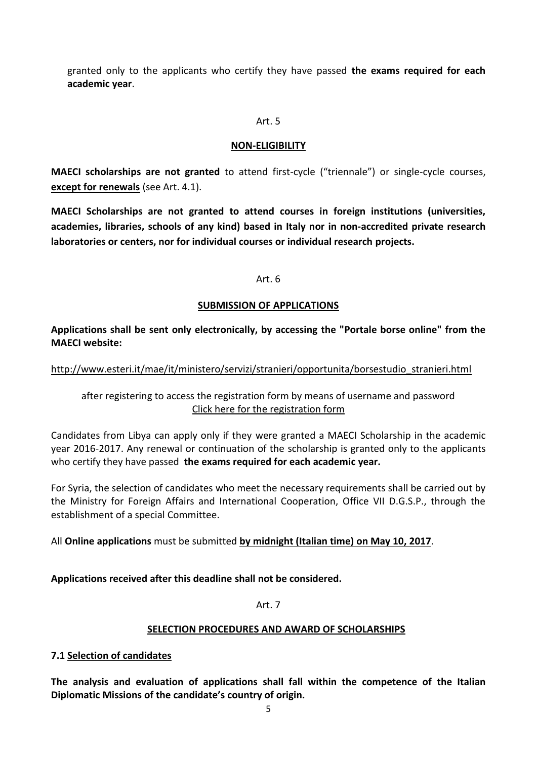granted only to the applicants who certify they have passed **the exams required for each academic year**.

Art. 5

**NON-ELIGIBILITY**

**MAECI scholarships are not granted** to attend first-cycle ("triennale") or single-cycle courses, **except for renewals** (see Art. 4.1).

**MAECI Scholarships are not granted to attend courses in foreign institutions (universities, academies, libraries, schools of any kind) based in Italy nor in non-accredited private research laboratories or centers, nor for individual courses or individual research projects.**

Art. 6

**SUBMISSION OF APPLICATIONS**

**Applications shall be sent only electronically, by accessing the "Portale borse online" from the MAECI website:**

http://www.esteri.it/mae/it/ministero/servizi/stranieri/opportunita/borsestudio_stranieri.html

after registering to access the registration form by means of username and password
Click here for the registration form

Candidates from Libya can apply only if they were granted a MAECI Scholarship in the academic year 2016-2017. Any renewal or continuation of the scholarship is granted only to the applicants who certify they have passed **the exams required for each academic year.**

For Syria, the selection of candidates who meet the necessary requirements shall be carried out by the Ministry for Foreign Affairs and International Cooperation, Office VII D.G.S.P., through the establishment of a special Committee.

All **Online applications** must be submitted **by midnight (Italian time) on May 10, 2017**.

**Applications received after this deadline shall not be considered.**

Art. 7

**SELECTION PROCEDURES AND AWARD OF SCHOLARSHIPS**

**7.1 Selection of candidates**

**The analysis and evaluation of applications shall fall within the competence of the Italian Diplomatic Missions of the candidate's country of origin.**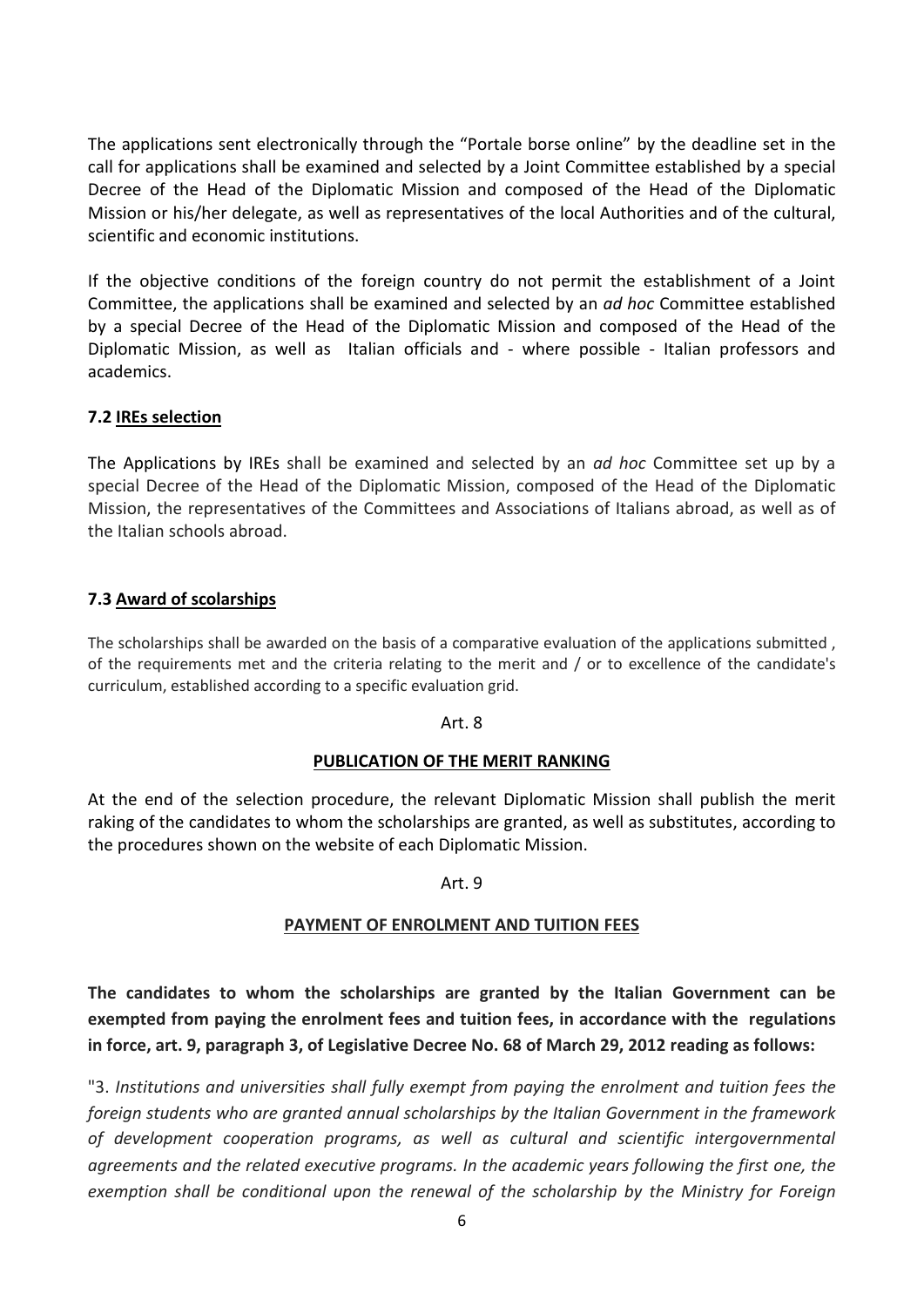The applications sent electronically through the "Portale borse online" by the deadline set in the call for applications shall be examined and selected by a Joint Committee established by a special Decree of the Head of the Diplomatic Mission and composed of the Head of the Diplomatic Mission or his/her delegate, as well as representatives of the local Authorities and of the cultural, scientific and economic institutions.

If the objective conditions of the foreign country do not permit the establishment of a Joint Committee, the applications shall be examined and selected by an *ad hoc* Committee established by a special Decree of the Head of the Diplomatic Mission and composed of the Head of the Diplomatic Mission, as well as Italian officials and - where possible - Italian professors and academics.

### 7.2 IREs selection

The Applications by IREs shall be examined and selected by an *ad hoc* Committee set up by a special Decree of the Head of the Diplomatic Mission, composed of the Head of the Diplomatic Mission, the representatives of the Committees and Associations of Italians abroad, as well as of the Italian schools abroad.

### 7.3 Award of scolarships

The scholarships shall be awarded on the basis of a comparative evaluation of the applications submitted , of the requirements met and the criteria relating to the merit and / or to excellence of the candidate's curriculum, established according to a specific evaluation grid.

Art. 8

## PUBLICATION OF THE MERIT RANKING

At the end of the selection procedure, the relevant Diplomatic Mission shall publish the merit raking of the candidates to whom the scholarships are granted, as well as substitutes, according to the procedures shown on the website of each Diplomatic Mission.

Art. 9

## PAYMENT OF ENROLMENT AND TUITION FEES

**The candidates to whom the scholarships are granted by the Italian Government can be exempted from paying the enrolment fees and tuition fees, in accordance with the regulations in force, art. 9, paragraph 3, of Legislative Decree No. 68 of March 29, 2012 reading as follows:**

"3. *Institutions and universities shall fully exempt from paying the enrolment and tuition fees the foreign students who are granted annual scholarships by the Italian Government in the framework of development cooperation programs, as well as cultural and scientific intergovernmental agreements and the related executive programs. In the academic years following the first one, the exemption shall be conditional upon the renewal of the scholarship by the Ministry for Foreign*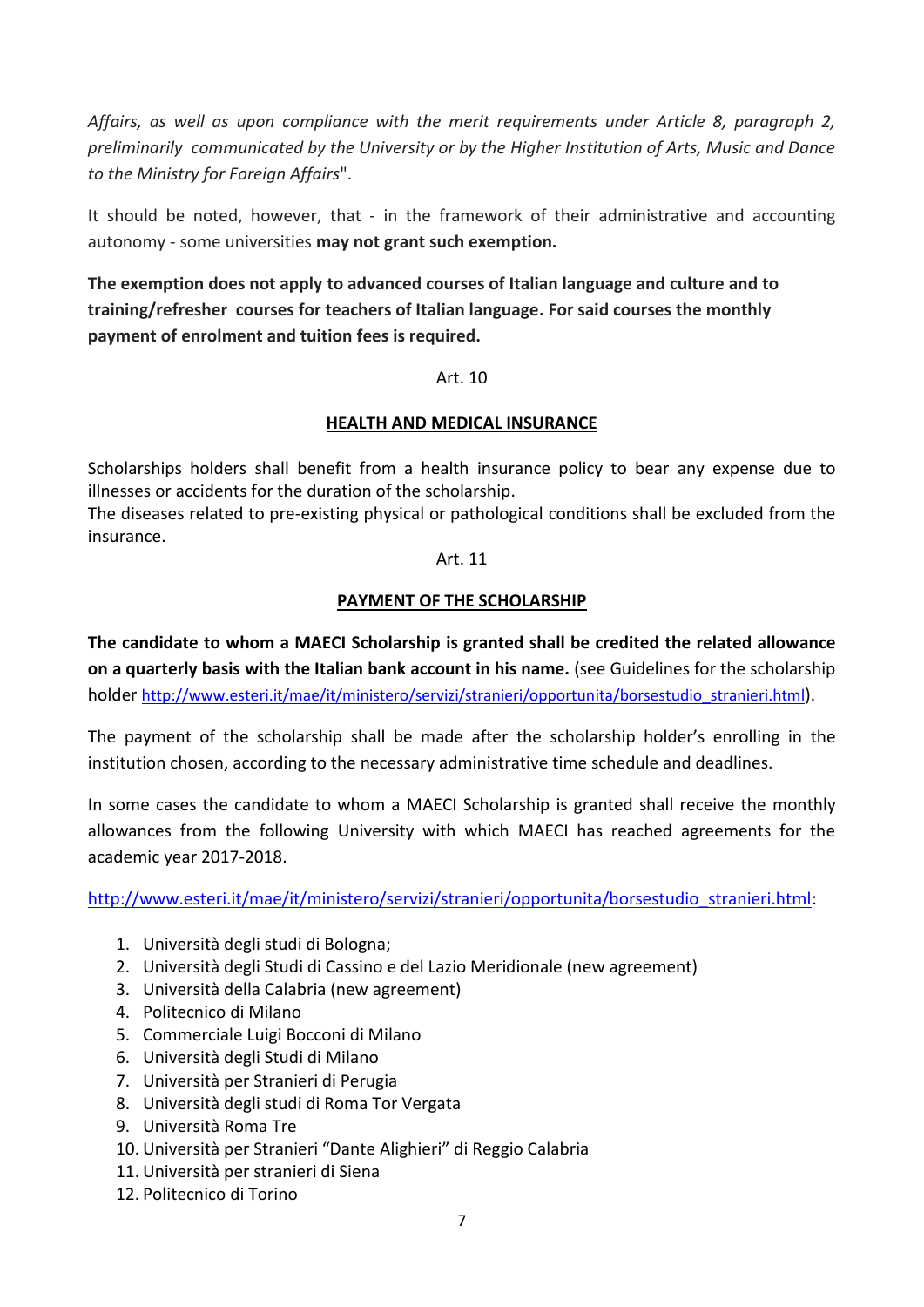*Affairs, as well as upon compliance with the merit requirements under Article 8, paragraph 2, preliminarily communicated by the University or by the Higher Institution of Arts, Music and Dance to the Ministry for Foreign Affairs*".

It should be noted, however, that - in the framework of their administrative and accounting autonomy - some universities **may not grant such exemption.**

**The exemption does not apply to advanced courses of Italian language and culture and to training/refresher courses for teachers of Italian language. For said courses the monthly payment of enrolment and tuition fees is required.**

Art. 10

## HEALTH AND MEDICAL INSURANCE

Scholarships holders shall benefit from a health insurance policy to bear any expense due to illnesses or accidents for the duration of the scholarship.
The diseases related to pre-existing physical or pathological conditions shall be excluded from the insurance.

Art. 11

## PAYMENT OF THE SCHOLARSHIP

**The candidate to whom a MAECI Scholarship is granted shall be credited the related allowance on a quarterly basis with the Italian bank account in his name.** (see Guidelines for the scholarship holder http://www.esteri.it/mae/it/ministero/servizi/stranieri/opportunita/borsestudio_stranieri.html).

The payment of the scholarship shall be made after the scholarship holder's enrolling in the institution chosen, according to the necessary administrative time schedule and deadlines.

In some cases the candidate to whom a MAECI Scholarship is granted shall receive the monthly allowances from the following University with which MAECI has reached agreements for the academic year 2017-2018.

http://www.esteri.it/mae/it/ministero/servizi/stranieri/opportunita/borsestudio_stranieri.html:

1. Università degli studi di Bologna;
2. Università degli Studi di Cassino e del Lazio Meridionale (new agreement)
3. Università della Calabria (new agreement)
4. Politecnico di Milano
5. Commerciale Luigi Bocconi di Milano
6. Università degli Studi di Milano
7. Università per Stranieri di Perugia
8. Università degli studi di Roma Tor Vergata
9. Università Roma Tre
10. Università per Stranieri "Dante Alighieri" di Reggio Calabria
11. Università per stranieri di Siena
12. Politecnico di Torino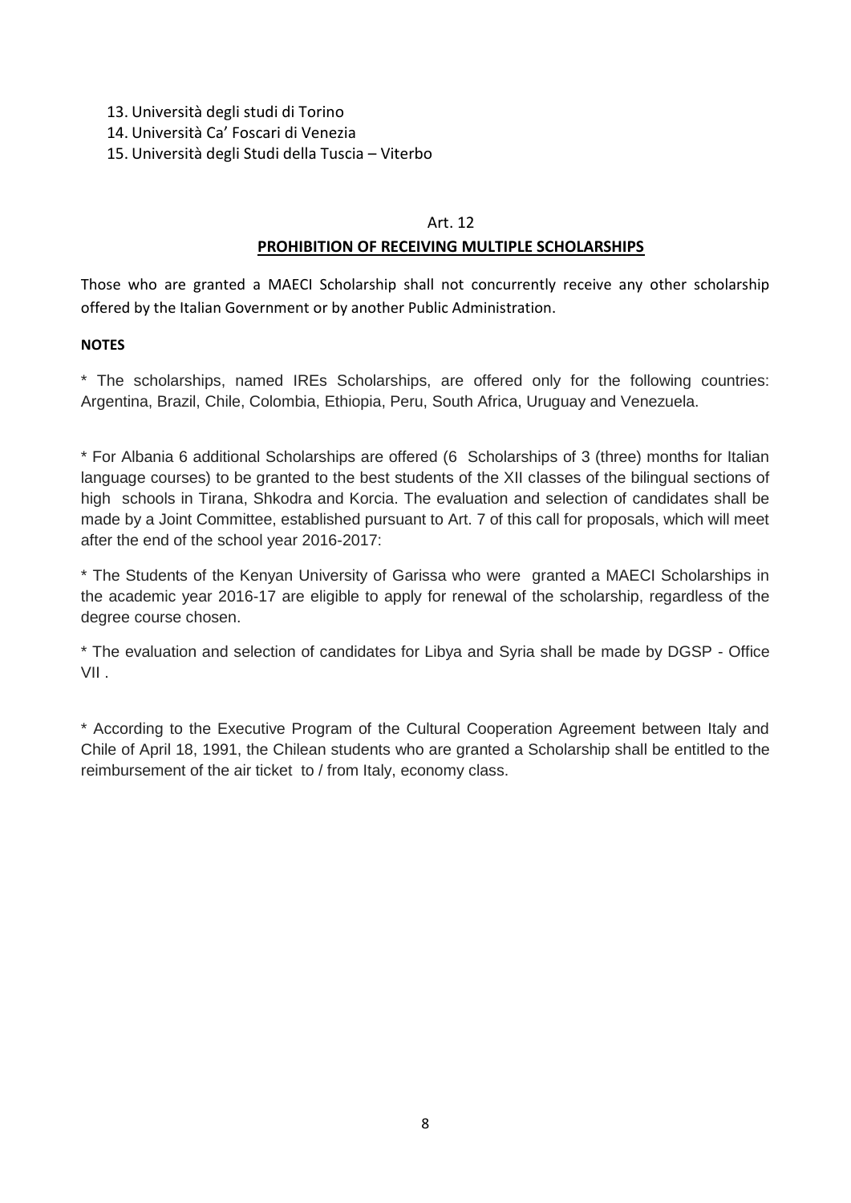13. Università degli studi di Torino
14. Università Ca’ Foscari di Venezia
15. Università degli Studi della Tuscia – Viterbo

Art. 12

**PROHIBITION OF RECEIVING MULTIPLE SCHOLARSHIPS**

Those who are granted a MAECI Scholarship shall not concurrently receive any other scholarship offered by the Italian Government or by another Public Administration.

**NOTES**

* The scholarships, named IREs Scholarships, are offered only for the following countries: Argentina, Brazil, Chile, Colombia, Ethiopia, Peru, South Africa, Uruguay and Venezuela.

* For Albania 6 additional Scholarships are offered (6 Scholarships of 3 (three) months for Italian language courses) to be granted to the best students of the XII classes of the bilingual sections of high schools in Tirana, Shkodra and Korcia. The evaluation and selection of candidates shall be made by a Joint Committee, established pursuant to Art. 7 of this call for proposals, which will meet after the end of the school year 2016-2017:

* The Students of the Kenyan University of Garissa who were granted a MAECI Scholarships in the academic year 2016-17 are eligible to apply for renewal of the scholarship, regardless of the degree course chosen.

* The evaluation and selection of candidates for Libya and Syria shall be made by DGSP - Office VII .

* According to the Executive Program of the Cultural Cooperation Agreement between Italy and Chile of April 18, 1991, the Chilean students who are granted a Scholarship shall be entitled to the reimbursement of the air ticket to / from Italy, economy class.